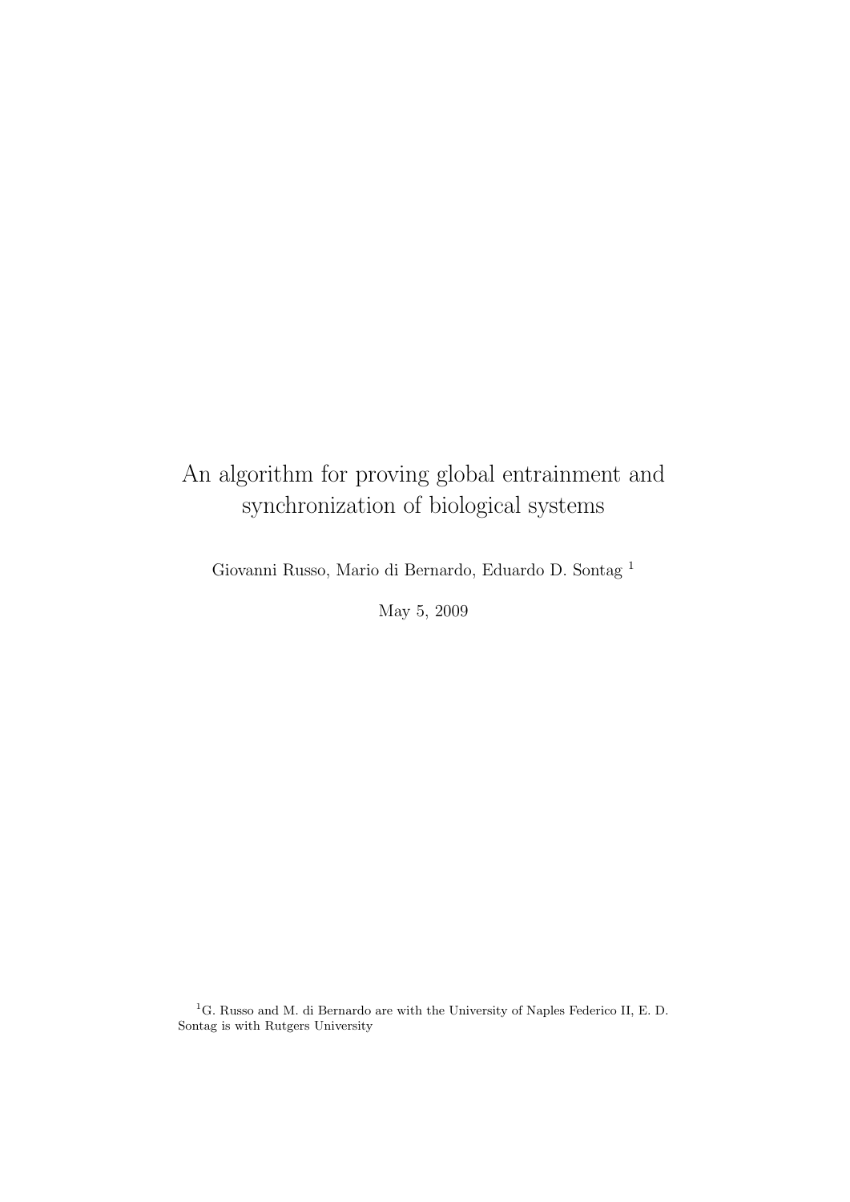# An algorithm for proving global entrainment and synchronization of biological systems

Giovanni Russo, Mario di Bernardo, Eduardo D. Sontag [1]

May 5, 2009

[1] G. Russo and M. di Bernardo are with the University of Naples Federico II, E. D. Sontag is with Rutgers University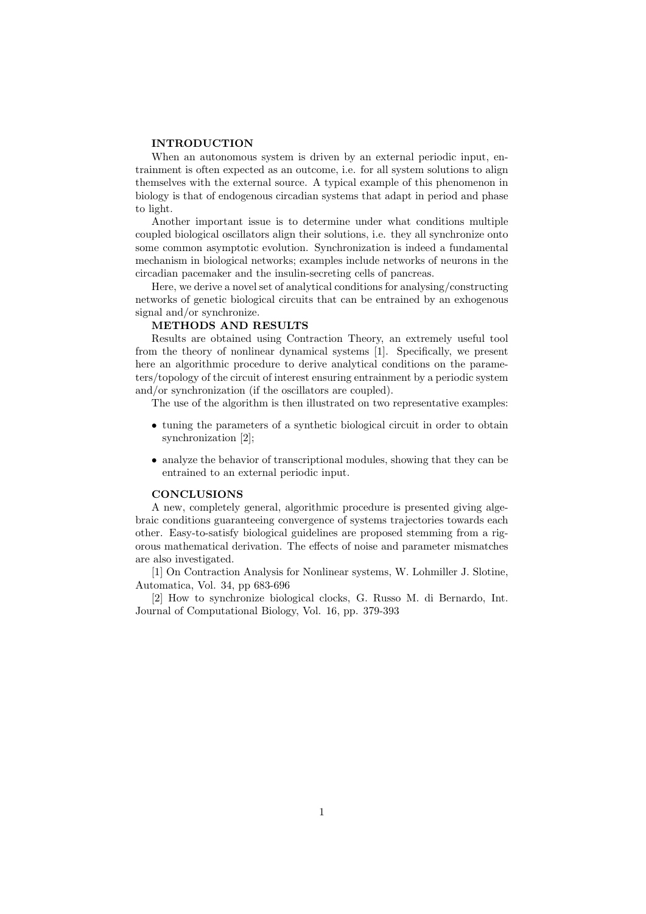**INTRODUCTION**

When an autonomous system is driven by an external periodic input, entrainment is often expected as an outcome, i.e. for all system solutions to align themselves with the external source. A typical example of this phenomenon in biology is that of endogenous circadian systems that adapt in period and phase to light.

Another important issue is to determine under what conditions multiple coupled biological oscillators align their solutions, i.e. they all synchronize onto some common asymptotic evolution. Synchronization is indeed a fundamental mechanism in biological networks; examples include networks of neurons in the circadian pacemaker and the insulin-secreting cells of pancreas.

Here, we derive a novel set of analytical conditions for analysing/constructing networks of genetic biological circuits that can be entrained by an exhogenous signal and/or synchronize.

**METHODS AND RESULTS**

Results are obtained using Contraction Theory, an extremely useful tool from the theory of nonlinear dynamical systems [1]. Specifically, we present here an algorithmic procedure to derive analytical conditions on the parameters/topology of the circuit of interest ensuring entrainment by a periodic system and/or synchronization (if the oscillators are coupled).

The use of the algorithm is then illustrated on two representative examples:

- tuning the parameters of a synthetic biological circuit in order to obtain synchronization [2];
- analyze the behavior of transcriptional modules, showing that they can be entrained to an external periodic input.

**CONCLUSIONS**

A new, completely general, algorithmic procedure is presented giving algebraic conditions guaranteeing convergence of systems trajectories towards each other. Easy-to-satisfy biological guidelines are proposed stemming from a rigorous mathematical derivation. The effects of noise and parameter mismatches are also investigated.

[1] On Contraction Analysis for Nonlinear systems, W. Lohmiller J. Slotine, Automatica, Vol. 34, pp 683-696

[2] How to synchronize biological clocks, G. Russo M. di Bernardo, Int. Journal of Computational Biology, Vol. 16, pp. 379-393